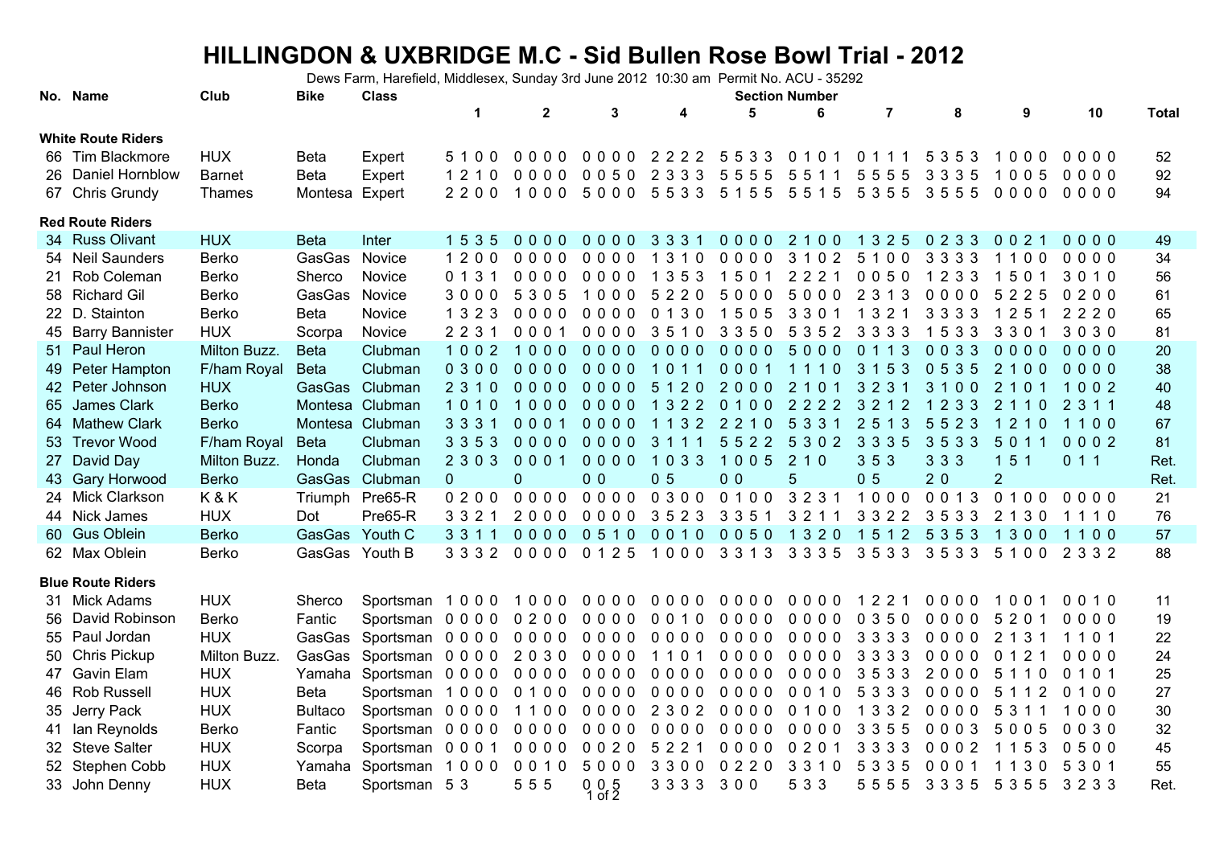# HILLINGDON & UXBRIDGE M.C - Sid Bullen Rose Bowl Trial - 2012

Dews Farm, Harefield, Middlesex, Sunday 3rd June 2012 10:30 am Permit No. ACU - 35292

| No. | Name | Club | Bike | Class | 1 | 2 | 3 | 4 | 5 | 6 | 7 | 8 | 9 | 10 | Total |
|---|---|---|---|---|---|---|---|---|---|---|---|---|---|---|---|
| **White Route Riders** | | | | | | | | | | | | | | | |
| 66 | Tim Blackmore | HUX | Beta | Expert | 5 1 0 0 | 0 0 0 0 | 0 0 0 0 | 2 2 2 2 | 5 5 3 3 | 0 1 0 1 | 0 1 1 1 | 5 3 5 3 | 1 0 0 0 | 0 0 0 0 | 52 |
| 26 | Daniel Hornblow | Barnet | Beta | Expert | 1 2 1 0 | 0 0 0 0 | 0 0 5 0 | 2 3 3 3 | 5 5 5 5 | 5 5 1 1 | 5 5 5 5 | 3 3 3 5 | 1 0 0 5 | 0 0 0 0 | 92 |
| 67 | Chris Grundy | Thames | Montesa | Expert | 2 2 0 0 | 1 0 0 0 | 5 0 0 0 | 5 5 3 3 | 5 1 5 5 | 5 5 1 5 | 5 3 5 5 | 3 5 5 5 | 0 0 0 0 | 0 0 0 0 | 94 |
| **Red Route Riders** | | | | | | | | | | | | | | | |
| 34 | Russ Olivant | HUX | Beta | Inter | 1 5 3 5 | 0 0 0 0 | 0 0 0 0 | 3 3 3 1 | 0 0 0 0 | 2 1 0 0 | 1 3 2 5 | 0 2 3 3 | 0 0 2 1 | 0 0 0 0 | 49 |
| 54 | Neil Saunders | Berko | GasGas | Novice | 1 2 0 0 | 0 0 0 0 | 0 0 0 0 | 1 3 1 0 | 0 0 0 0 | 3 1 0 2 | 5 1 0 0 | 3 3 3 3 | 1 1 0 0 | 0 0 0 0 | 34 |
| 21 | Rob Coleman | Berko | Sherco | Novice | 0 1 3 1 | 0 0 0 0 | 0 0 0 0 | 1 3 5 3 | 1 5 0 1 | 2 2 2 1 | 0 0 5 0 | 1 2 3 3 | 1 5 0 1 | 3 0 1 0 | 56 |
| 58 | Richard Gil | Berko | GasGas | Novice | 3 0 0 0 | 5 3 0 5 | 1 0 0 0 | 5 2 2 0 | 5 0 0 0 | 5 0 0 0 | 2 3 1 3 | 0 0 0 0 | 5 2 2 5 | 0 2 0 0 | 61 |
| 22 | D. Stainton | Berko | Beta | Novice | 1 3 2 3 | 0 0 0 0 | 0 0 0 0 | 0 1 3 0 | 1 5 0 5 | 3 3 0 1 | 1 3 2 1 | 3 3 3 3 | 1 2 5 1 | 2 2 2 0 | 65 |
| 45 | Barry Bannister | HUX | Scorpa | Novice | 2 2 3 1 | 0 0 0 1 | 0 0 0 0 | 3 5 1 0 | 3 3 5 0 | 5 3 5 2 | 3 3 3 3 | 1 5 3 3 | 3 3 0 1 | 3 0 3 0 | 81 |
| 51 | Paul Heron | Milton Buzz. | Beta | Clubman | 1 0 0 2 | 1 0 0 0 | 0 0 0 0 | 0 0 0 0 | 0 0 0 0 | 5 0 0 0 | 0 1 1 3 | 0 0 3 3 | 0 0 0 0 | 0 0 0 0 | 20 |
| 49 | Peter Hampton | F/ham Royal | Beta | Clubman | 0 3 0 0 | 0 0 0 0 | 0 0 0 0 | 1 0 1 1 | 0 0 0 1 | 1 1 1 0 | 3 1 5 3 | 0 5 3 5 | 2 1 0 0 | 0 0 0 0 | 38 |
| 42 | Peter Johnson | HUX | GasGas | Clubman | 2 3 1 0 | 0 0 0 0 | 0 0 0 0 | 5 1 2 0 | 2 0 0 0 | 2 1 0 1 | 3 2 3 1 | 3 1 0 0 | 2 1 0 1 | 1 0 0 2 | 40 |
| 65 | James Clark | Berko | Montesa | Clubman | 1 0 1 0 | 1 0 0 0 | 0 0 0 0 | 1 3 2 2 | 0 1 0 0 | 2 2 2 2 | 3 2 1 2 | 1 2 3 3 | 2 1 1 0 | 2 3 1 1 | 48 |
| 64 | Mathew Clark | Berko | Montesa | Clubman | 3 3 3 1 | 0 0 0 1 | 0 0 0 0 | 1 1 3 2 | 2 2 1 0 | 5 3 3 1 | 2 5 1 3 | 5 5 2 3 | 1 2 1 0 | 1 1 0 0 | 67 |
| 53 | Trevor Wood | F/ham Royal | Beta | Clubman | 3 3 5 3 | 0 0 0 0 | 0 0 0 0 | 3 1 1 1 | 5 5 2 2 | 5 3 0 2 | 3 3 3 5 | 3 5 3 3 | 5 0 1 1 | 0 0 0 2 | 81 |
| 27 | David Day | Milton Buzz. | Honda | Clubman | 2 3 0 3 | 0 0 0 1 | 0 0 0 0 | 1 0 3 3 | 1 0 0 5 | 2 1 0 | 3 5 3 | 3 3 3 | 1 5 1 | 0 1 1 | Ret. |
| 43 | Gary Horwood | Berko | GasGas | Clubman | 0 | 0 | 0 0 | 0 5 | 0 0 | 5 | 0 5 | 2 0 | 2 | | Ret. |
| 24 | Mick Clarkson | K & K | Triumph | Pre65-R | 0 2 0 0 | 0 0 0 0 | 0 0 0 0 | 0 3 0 0 | 0 1 0 0 | 3 2 3 1 | 1 0 0 0 | 0 0 1 3 | 0 1 0 0 | 0 0 0 0 | 21 |
| 44 | Nick James | HUX | Dot | Pre65-R | 3 3 2 1 | 2 0 0 0 | 0 0 0 0 | 3 5 2 3 | 3 3 5 1 | 3 2 1 1 | 3 3 2 2 | 3 5 3 3 | 2 1 3 0 | 1 1 1 0 | 76 |
| 60 | Gus Oblein | Berko | GasGas | Youth C | 3 3 1 1 | 0 0 0 0 | 0 5 1 0 | 0 0 1 0 | 0 0 5 0 | 1 3 2 0 | 1 5 1 2 | 5 3 5 3 | 1 3 0 0 | 1 1 0 0 | 57 |
| 62 | Max Oblein | Berko | GasGas | Youth B | 3 3 3 2 | 0 0 0 0 | 0 1 2 5 | 1 0 0 0 | 3 3 1 3 | 3 3 3 5 | 3 5 3 3 | 3 5 3 3 | 5 1 0 0 | 2 3 3 2 | 88 |
| **Blue Route Riders** | | | | | | | | | | | | | | | |
| 31 | Mick Adams | HUX | Sherco | Sportsman | 1 0 0 0 | 1 0 0 0 | 0 0 0 0 | 0 0 0 0 | 0 0 0 0 | 0 0 0 0 | 1 2 2 1 | 0 0 0 0 | 1 0 0 1 | 0 0 1 0 | 11 |
| 56 | David Robinson | Berko | Fantic | Sportsman | 0 0 0 0 | 0 2 0 0 | 0 0 0 0 | 0 0 1 0 | 0 0 0 0 | 0 0 0 0 | 0 3 5 0 | 0 0 0 0 | 5 2 0 1 | 0 0 0 0 | 19 |
| 55 | Paul Jordan | HUX | GasGas | Sportsman | 0 0 0 0 | 0 0 0 0 | 0 0 0 0 | 0 0 0 0 | 0 0 0 0 | 0 0 0 0 | 3 3 3 3 | 0 0 0 0 | 2 1 3 1 | 1 1 0 1 | 22 |
| 50 | Chris Pickup | Milton Buzz. | GasGas | Sportsman | 0 0 0 0 | 2 0 3 0 | 0 0 0 0 | 1 1 0 1 | 0 0 0 0 | 0 0 0 0 | 3 3 3 3 | 0 0 0 0 | 0 1 2 1 | 0 0 0 0 | 24 |
| 47 | Gavin Elam | HUX | Yamaha | Sportsman | 0 0 0 0 | 0 0 0 0 | 0 0 0 0 | 0 0 0 0 | 0 0 0 0 | 0 0 0 0 | 3 5 3 3 | 2 0 0 0 | 5 1 1 0 | 0 1 0 1 | 25 |
| 46 | Rob Russell | HUX | Beta | Sportsman | 1 0 0 0 | 0 1 0 0 | 0 0 0 0 | 0 0 0 0 | 0 0 0 0 | 0 0 1 0 | 5 3 3 3 | 0 0 0 0 | 5 1 1 2 | 0 1 0 0 | 27 |
| 35 | Jerry Pack | HUX | Bultaco | Sportsman | 0 0 0 0 | 1 1 0 0 | 0 0 0 0 | 2 3 0 2 | 0 0 0 0 | 0 1 0 0 | 1 3 3 2 | 0 0 0 0 | 5 3 1 1 | 1 0 0 0 | 30 |
| 41 | Ian Reynolds | Berko | Fantic | Sportsman | 0 0 0 0 | 0 0 0 0 | 0 0 0 0 | 0 0 0 0 | 0 0 0 0 | 0 0 0 0 | 3 3 5 5 | 0 0 0 3 | 5 0 0 5 | 0 0 3 0 | 32 |
| 32 | Steve Salter | HUX | Scorpa | Sportsman | 0 0 0 1 | 0 0 0 0 | 0 0 2 0 | 5 2 2 1 | 0 0 0 0 | 0 2 0 1 | 3 3 3 3 | 0 0 0 2 | 1 1 5 3 | 0 5 0 0 | 45 |
| 52 | Stephen Cobb | HUX | Yamaha | Sportsman | 1 0 0 0 | 0 0 1 0 | 5 0 0 0 | 3 3 0 0 | 0 2 2 0 | 3 3 1 0 | 5 3 3 5 | 0 0 0 1 | 1 1 3 0 | 5 3 0 1 | 55 |
| 33 | John Denny | HUX | Beta | Sportsman | 5 3 | 5 5 5 | 0 0 5 | 3 3 3 3 | 3 0 0 | 5 3 3 | 5 5 5 5 | 3 3 3 5 | 5 3 5 5 | 3 2 3 3 | Ret. |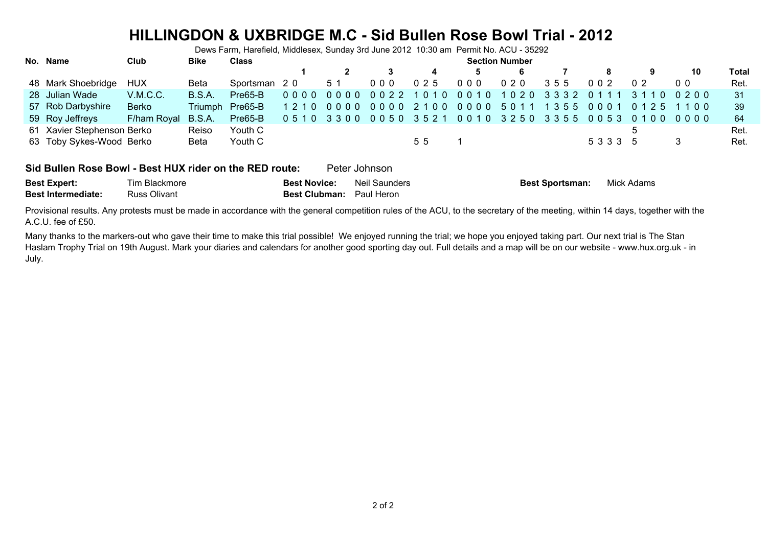# HILLINGDON & UXBRIDGE M.C - Sid Bullen Rose Bowl Trial - 2012

Dews Farm, Harefield, Middlesex, Sunday 3rd June 2012 10:30 am Permit No. ACU - 35292

| No. | Name | Club | Bike | Class | Section Number | | | | | | | | | | Total |
|---|---|---|---|---|---|---|---|---|---|---|---|---|---|---|---|
| | | | | | 1 | 2 | 3 | 4 | 5 | 6 | 7 | 8 | 9 | 10 | |
| 48 | Mark Shoebridge | HUX | Beta | Sportsman | 2 0 | 5 1 | 0 0 0 | 0 2 5 | 0 0 0 | 0 2 0 | 3 5 5 | 0 0 2 | 0 2 | 0 0 | Ret. |
| 28 | Julian Wade | V.M.C.C. | B.S.A. | Pre65-B | 0 0 0 0 | 0 0 0 0 | 0 0 2 2 | 1 0 1 0 | 0 0 1 0 | 1 0 2 0 | 3 3 3 2 | 0 1 1 1 | 3 1 1 0 | 0 2 0 0 | 31 |
| 57 | Rob Darbyshire | Berko | Triumph | Pre65-B | 1 2 1 0 | 0 0 0 0 | 0 0 0 0 | 2 1 0 0 | 0 0 0 0 | 5 0 1 1 | 1 3 5 5 | 0 0 0 1 | 0 1 2 5 | 1 1 0 0 | 39 |
| 59 | Roy Jeffreys | F/ham Royal | B.S.A. | Pre65-B | 0 5 1 0 | 3 3 0 0 | 0 0 5 0 | 3 5 2 1 | 0 0 1 0 | 3 2 5 0 | 3 3 5 5 | 0 0 5 3 | 0 1 0 0 | 0 0 0 0 | 64 |
| 61 | Xavier Stephenson | Berko | Reiso | Youth C | | | | | | | | | 5 | | Ret. |
| 63 | Toby Sykes-Wood | Berko | Beta | Youth C | | | | 5 5 | 1 | | | 5 3 3 3 | 5 | 3 | Ret. |

**Sid Bullen Rose Bowl - Best HUX rider on the RED route:** Peter Johnson

**Best Expert:** Tim Blackmore
**Best Intermediate:** Russ Olivant
**Best Novice:** Neil Saunders
**Best Clubman:** Paul Heron
**Best Sportsman:** Mick Adams

Provisional results. Any protests must be made in accordance with the general competition rules of the ACU, to the secretary of the meeting, within 14 days, together with the A.C.U. fee of £50.

Many thanks to the markers-out who gave their time to make this trial possible! We enjoyed running the trial; we hope you enjoyed taking part. Our next trial is The Stan Haslam Trophy Trial on 19th August. Mark your diaries and calendars for another good sporting day out. Full details and a map will be on our website - www.hux.org.uk - in July.